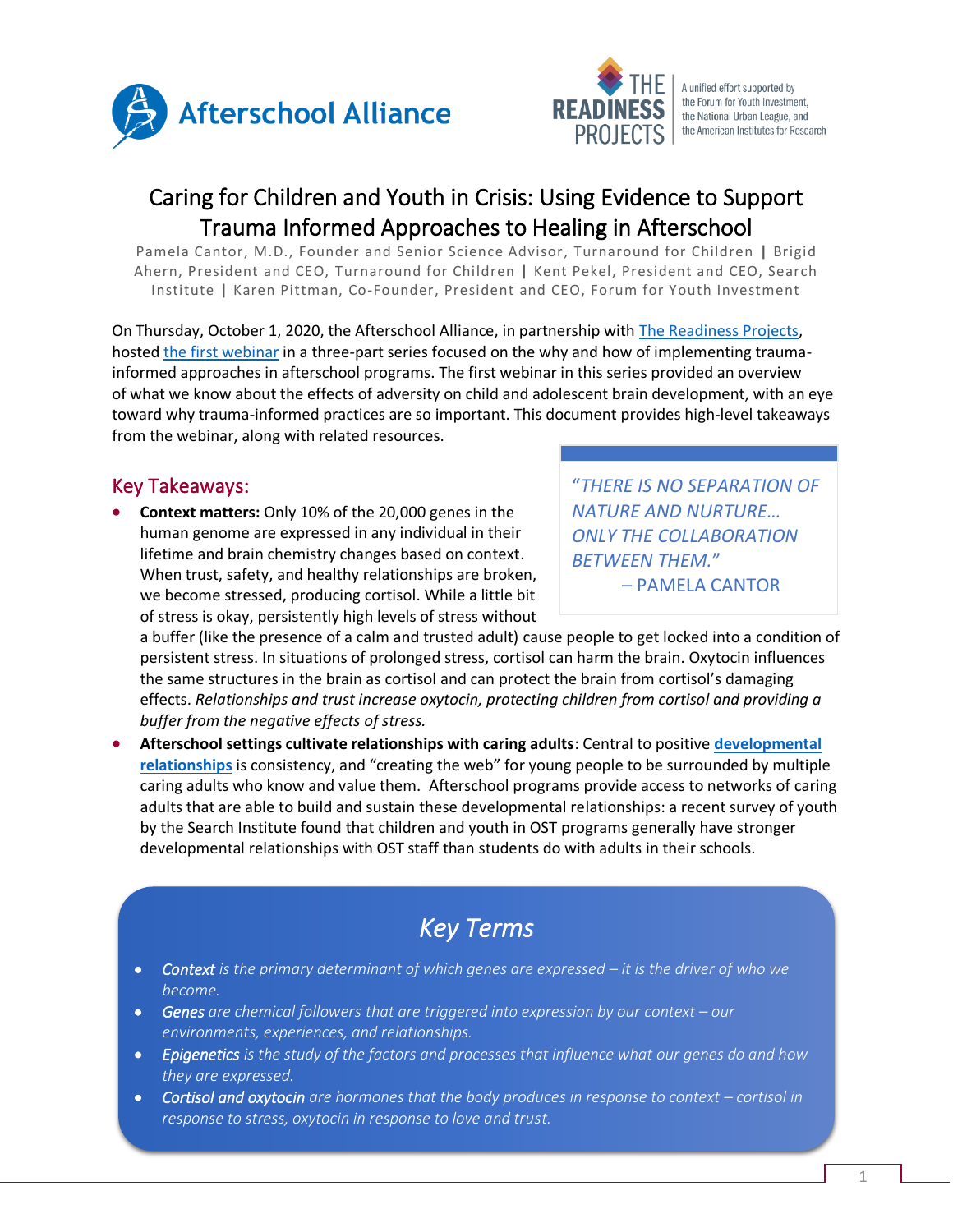Afterschool Alliance

THE READINESS PROJECTS — A unified effort supported by the Forum for Youth Investment, the National Urban League, and the American Institutes for Research

# Caring for Children and Youth in Crisis: Using Evidence to Support Trauma Informed Approaches to Healing in Afterschool

Pamela Cantor, M.D., Founder and Senior Science Advisor, Turnaround for Children | Brigid Ahern, President and CEO, Turnaround for Children | Kent Pekel, President and CEO, Search Institute | Karen Pittman, Co-Founder, President and CEO, Forum for Youth Investment

On Thursday, October 1, 2020, the Afterschool Alliance, in partnership with The Readiness Projects, hosted the first webinar in a three-part series focused on the why and how of implementing trauma-informed approaches in afterschool programs. The first webinar in this series provided an overview of what we know about the effects of adversity on child and adolescent brain development, with an eye toward why trauma-informed practices are so important. This document provides high-level takeaways from the webinar, along with related resources.

## Key Takeaways:

> *"THERE IS NO SEPARATION OF NATURE AND NURTURE… ONLY THE COLLABORATION BETWEEN THEM."*
> – PAMELA CANTOR

- **Context matters:** Only 10% of the 20,000 genes in the human genome are expressed in any individual in their lifetime and brain chemistry changes based on context. When trust, safety, and healthy relationships are broken, we become stressed, producing cortisol. While a little bit of stress is okay, persistently high levels of stress without a buffer (like the presence of a calm and trusted adult) cause people to get locked into a condition of persistent stress. In situations of prolonged stress, cortisol can harm the brain. Oxytocin influences the same structures in the brain as cortisol and can protect the brain from cortisol's damaging effects. *Relationships and trust increase oxytocin, protecting children from cortisol and providing a buffer from the negative effects of stress.*
- **Afterschool settings cultivate relationships with caring adults**: Central to positive **developmental relationships** is consistency, and "creating the web" for young people to be surrounded by multiple caring adults who know and value them. Afterschool programs provide access to networks of caring adults that are able to build and sustain these developmental relationships: a recent survey of youth by the Search Institute found that children and youth in OST programs generally have stronger developmental relationships with OST staff than students do with adults in their schools.

## *Key Terms*

- ***Context*** *is the primary determinant of which genes are expressed – it is the driver of who we become.*
- ***Genes*** *are chemical followers that are triggered into expression by our context – our environments, experiences, and relationships.*
- ***Epigenetics*** *is the study of the factors and processes that influence what our genes do and how they are expressed.*
- ***Cortisol and oxytocin*** *are hormones that the body produces in response to context – cortisol in response to stress, oxytocin in response to love and trust.*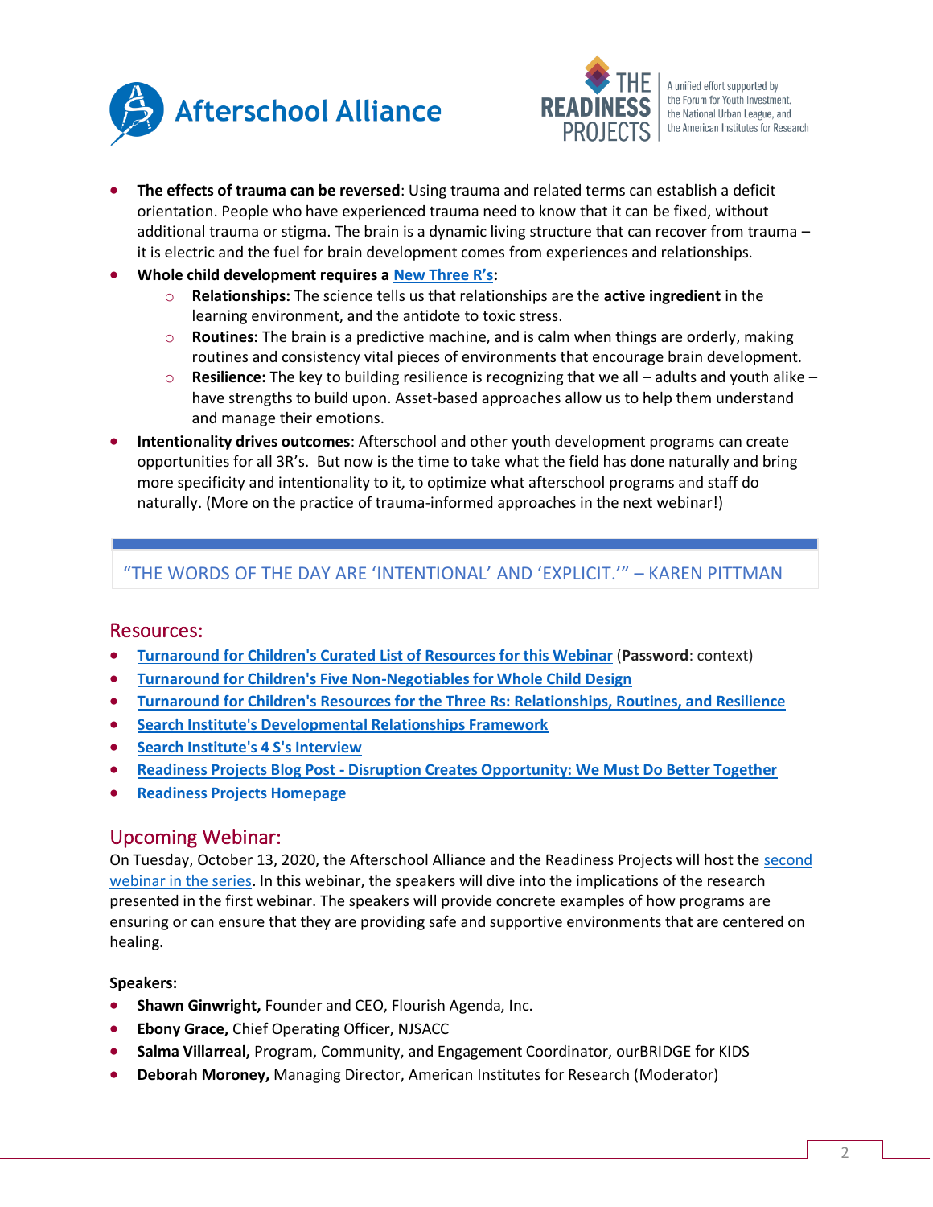- **The effects of trauma can be reversed**: Using trauma and related terms can establish a deficit orientation. People who have experienced trauma need to know that it can be fixed, without additional trauma or stigma. The brain is a dynamic living structure that can recover from trauma – it is electric and the fuel for brain development comes from experiences and relationships.
- **Whole child development requires a New Three R's:**
  - **Relationships:** The science tells us that relationships are the **active ingredient** in the learning environment, and the antidote to toxic stress.
  - **Routines:** The brain is a predictive machine, and is calm when things are orderly, making routines and consistency vital pieces of environments that encourage brain development.
  - **Resilience:** The key to building resilience is recognizing that we all – adults and youth alike – have strengths to build upon. Asset-based approaches allow us to help them understand and manage their emotions.
- **Intentionality drives outcomes**: Afterschool and other youth development programs can create opportunities for all 3R's. But now is the time to take what the field has done naturally and bring more specificity and intentionality to it, to optimize what afterschool programs and staff do naturally. (More on the practice of trauma-informed approaches in the next webinar!)

"THE WORDS OF THE DAY ARE 'INTENTIONAL' AND 'EXPLICIT.'" – KAREN PITTMAN

## Resources:

- **Turnaround for Children's Curated List of Resources for this Webinar** (**Password**: context)
- **Turnaround for Children's Five Non-Negotiables for Whole Child Design**
- **Turnaround for Children's Resources for the Three Rs: Relationships, Routines, and Resilience**
- **Search Institute's Developmental Relationships Framework**
- **Search Institute's 4 S's Interview**
- **Readiness Projects Blog Post - Disruption Creates Opportunity: We Must Do Better Together**
- **Readiness Projects Homepage**

## Upcoming Webinar:

On Tuesday, October 13, 2020, the Afterschool Alliance and the Readiness Projects will host the second webinar in the series. In this webinar, the speakers will dive into the implications of the research presented in the first webinar. The speakers will provide concrete examples of how programs are ensuring or can ensure that they are providing safe and supportive environments that are centered on healing.

**Speakers:**

- **Shawn Ginwright,** Founder and CEO, Flourish Agenda, Inc.
- **Ebony Grace,** Chief Operating Officer, NJSACC
- **Salma Villarreal,** Program, Community, and Engagement Coordinator, ourBRIDGE for KIDS
- **Deborah Moroney,** Managing Director, American Institutes for Research (Moderator)